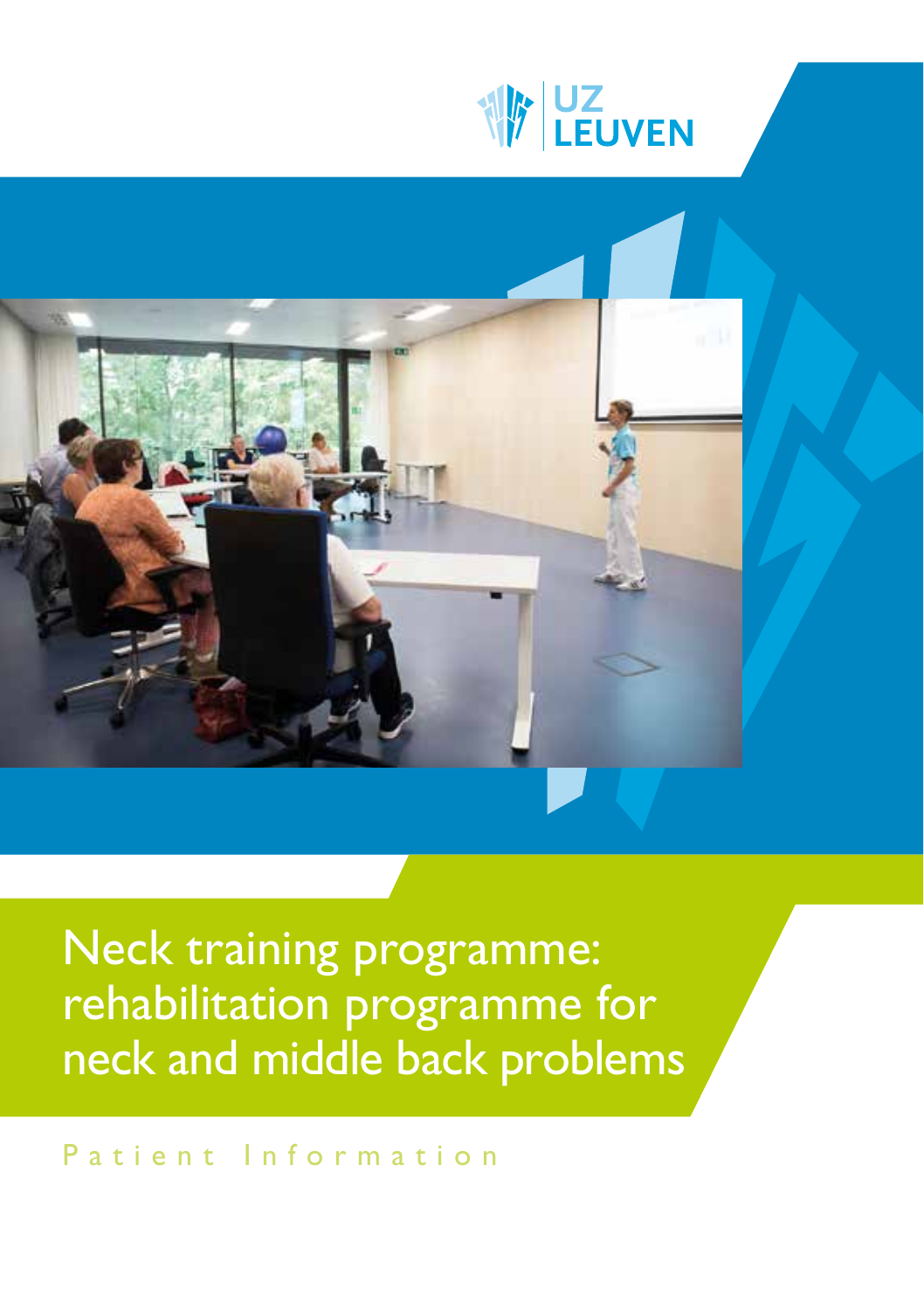UZ LEUVEN

# Neck training programme: rehabilitation programme for neck and middle back problems

Patient Information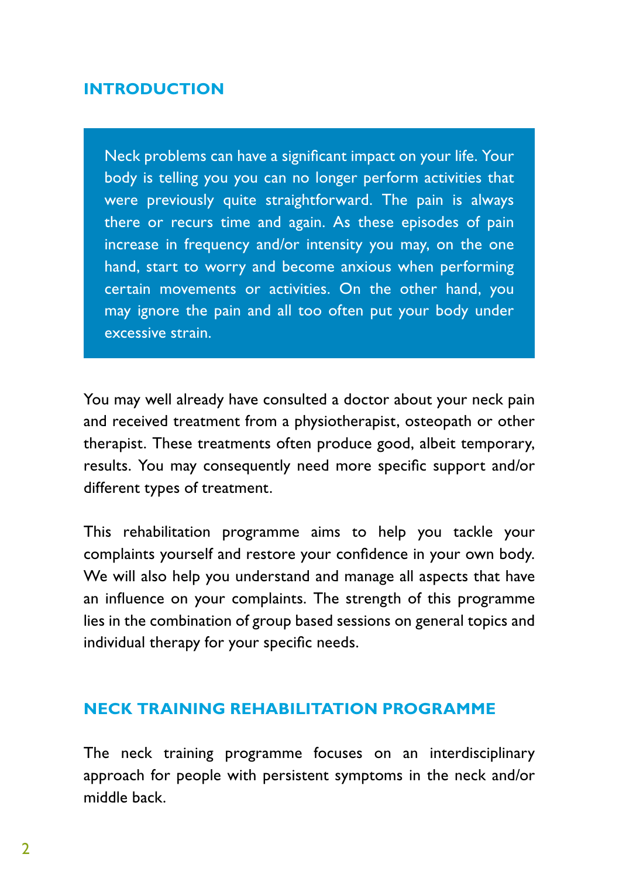## INTRODUCTION

Neck problems can have a significant impact on your life. Your body is telling you you can no longer perform activities that were previously quite straightforward. The pain is always there or recurs time and again. As these episodes of pain increase in frequency and/or intensity you may, on the one hand, start to worry and become anxious when performing certain movements or activities. On the other hand, you may ignore the pain and all too often put your body under excessive strain.

You may well already have consulted a doctor about your neck pain and received treatment from a physiotherapist, osteopath or other therapist. These treatments often produce good, albeit temporary, results. You may consequently need more specific support and/or different types of treatment.

This rehabilitation programme aims to help you tackle your complaints yourself and restore your confidence in your own body. We will also help you understand and manage all aspects that have an influence on your complaints. The strength of this programme lies in the combination of group based sessions on general topics and individual therapy for your specific needs.

## NECK TRAINING REHABILITATION PROGRAMME

The neck training programme focuses on an interdisciplinary approach for people with persistent symptoms in the neck and/or middle back.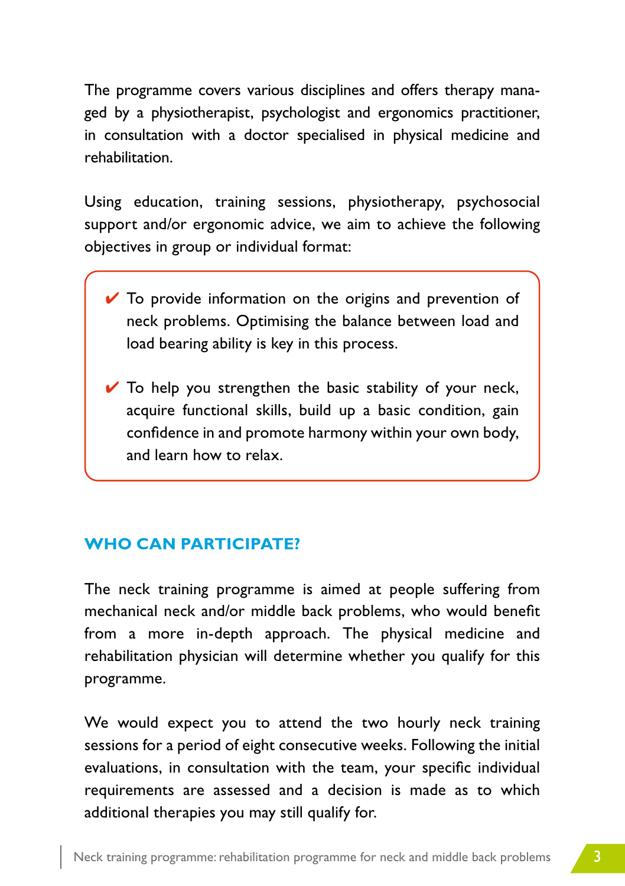The programme covers various disciplines and offers therapy managed by a physiotherapist, psychologist and ergonomics practitioner, in consultation with a doctor specialised in physical medicine and rehabilitation.

Using education, training sessions, physiotherapy, psychosocial support and/or ergonomic advice, we aim to achieve the following objectives in group or individual format:

- ✔ To provide information on the origins and prevention of neck problems. Optimising the balance between load and load bearing ability is key in this process.
- ✔ To help you strengthen the basic stability of your neck, acquire functional skills, build up a basic condition, gain confidence in and promote harmony within your own body, and learn how to relax.

## WHO CAN PARTICIPATE?

The neck training programme is aimed at people suffering from mechanical neck and/or middle back problems, who would benefit from a more in-depth approach. The physical medicine and rehabilitation physician will determine whether you qualify for this programme.

We would expect you to attend the two hourly neck training sessions for a period of eight consecutive weeks. Following the initial evaluations, in consultation with the team, your specific individual requirements are assessed and a decision is made as to which additional therapies you may still qualify for.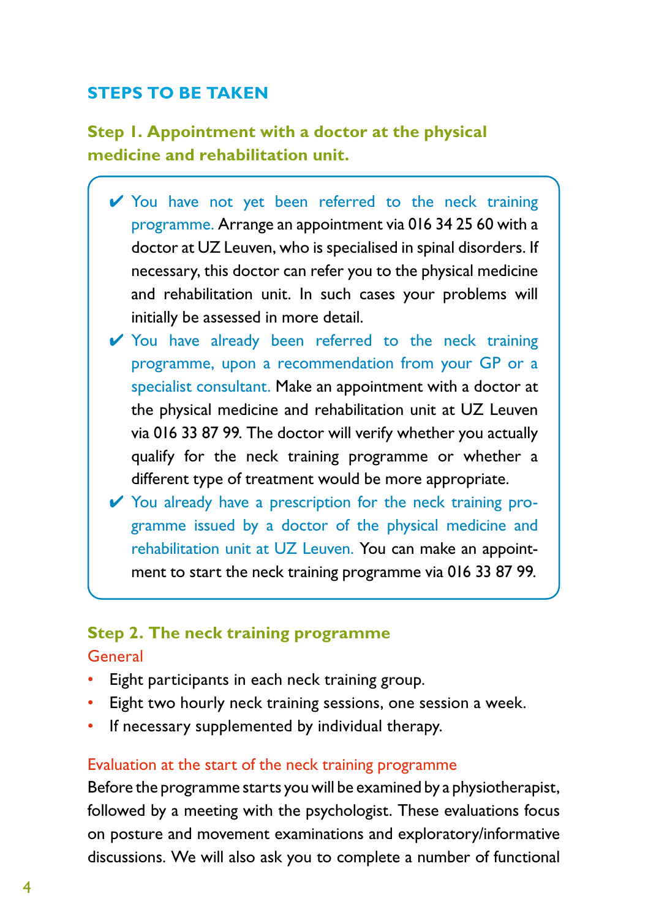## STEPS TO BE TAKEN

### Step 1. Appointment with a doctor at the physical medicine and rehabilitation unit.

- ✔ You have not yet been referred to the neck training programme. Arrange an appointment via 016 34 25 60 with a doctor at UZ Leuven, who is specialised in spinal disorders. If necessary, this doctor can refer you to the physical medicine and rehabilitation unit. In such cases your problems will initially be assessed in more detail.
- ✔ You have already been referred to the neck training programme, upon a recommendation from your GP or a specialist consultant. Make an appointment with a doctor at the physical medicine and rehabilitation unit at UZ Leuven via 016 33 87 99. The doctor will verify whether you actually qualify for the neck training programme or whether a different type of treatment would be more appropriate.
- ✔ You already have a prescription for the neck training programme issued by a doctor of the physical medicine and rehabilitation unit at UZ Leuven. You can make an appointment to start the neck training programme via 016 33 87 99.

### Step 2. The neck training programme

General

- Eight participants in each neck training group.
- Eight two hourly neck training sessions, one session a week.
- If necessary supplemented by individual therapy.

Evaluation at the start of the neck training programme

Before the programme starts you will be examined by a physiotherapist, followed by a meeting with the psychologist. These evaluations focus on posture and movement examinations and exploratory/informative discussions. We will also ask you to complete a number of functional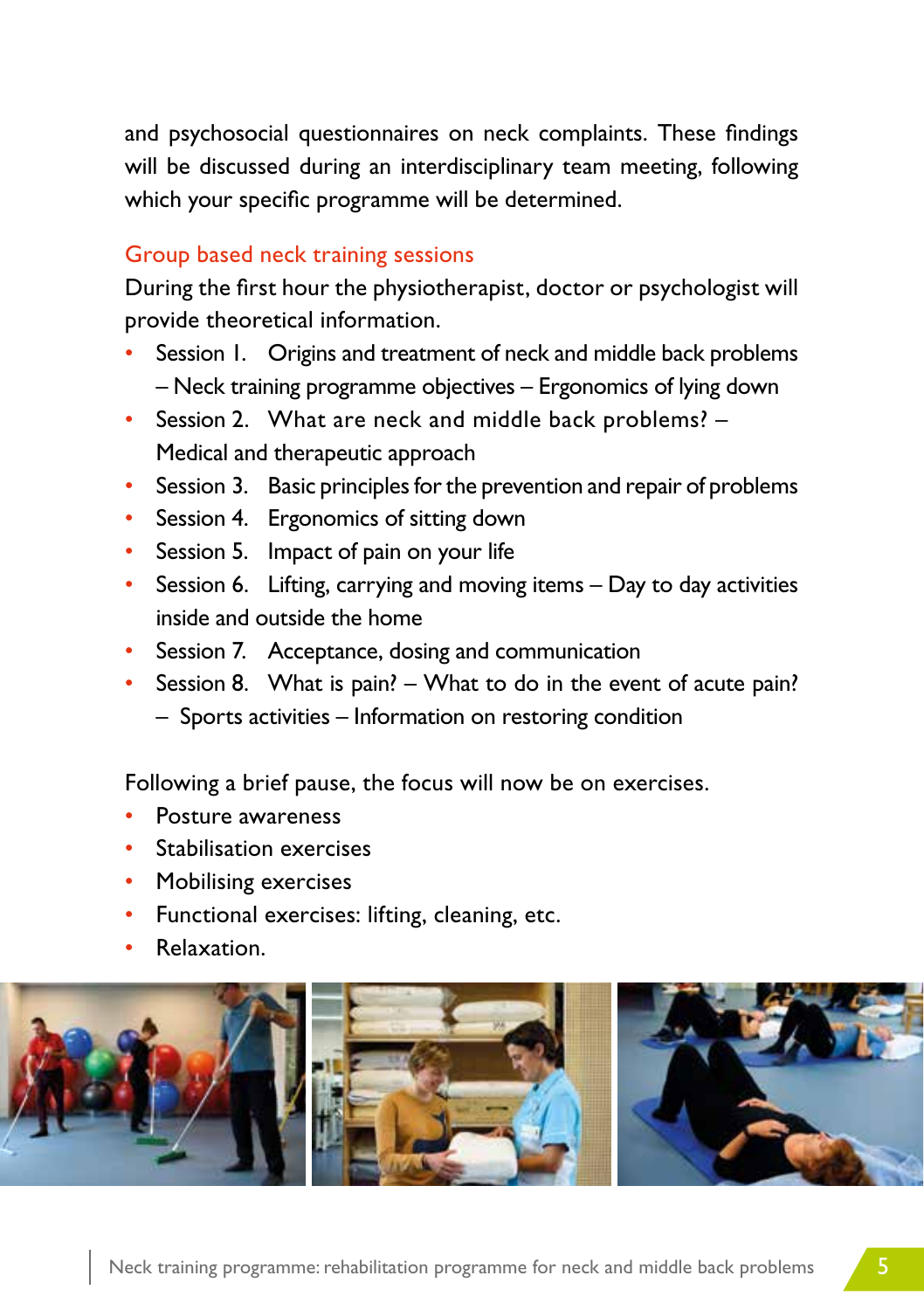and psychosocial questionnaires on neck complaints. These findings will be discussed during an interdisciplinary team meeting, following which your specific programme will be determined.

## Group based neck training sessions

During the first hour the physiotherapist, doctor or psychologist will provide theoretical information.

- Session 1. Origins and treatment of neck and middle back problems – Neck training programme objectives – Ergonomics of lying down
- Session 2. What are neck and middle back problems? – Medical and therapeutic approach
- Session 3. Basic principles for the prevention and repair of problems
- Session 4. Ergonomics of sitting down
- Session 5. Impact of pain on your life
- Session 6. Lifting, carrying and moving items – Day to day activities inside and outside the home
- Session 7. Acceptance, dosing and communication
- Session 8. What is pain? – What to do in the event of acute pain? – Sports activities – Information on restoring condition

Following a brief pause, the focus will now be on exercises.

- Posture awareness
- Stabilisation exercises
- Mobilising exercises
- Functional exercises: lifting, cleaning, etc.
- Relaxation.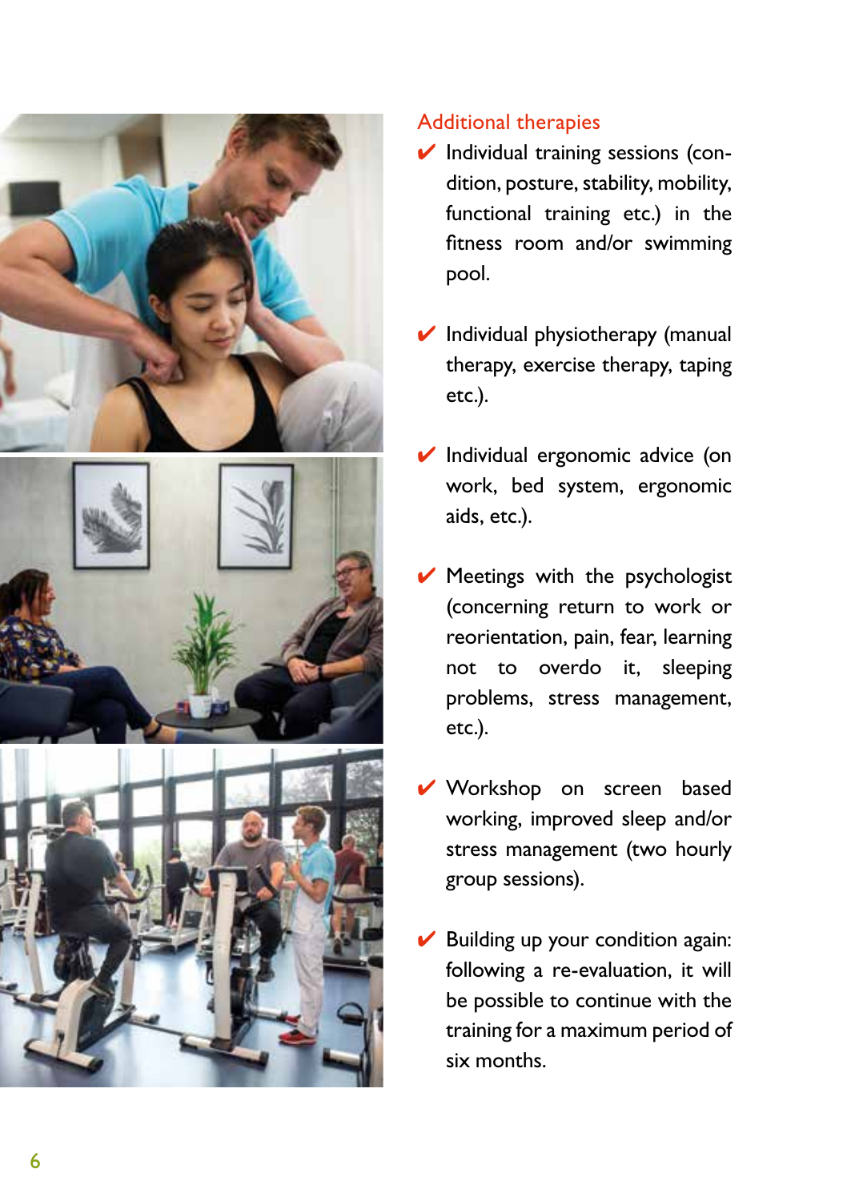## Additional therapies

- ✔ Individual training sessions (condition, posture, stability, mobility, functional training etc.) in the fitness room and/or swimming pool.
- ✔ Individual physiotherapy (manual therapy, exercise therapy, taping etc.).
- ✔ Individual ergonomic advice (on work, bed system, ergonomic aids, etc.).
- ✔ Meetings with the psychologist (concerning return to work or reorientation, pain, fear, learning not to overdo it, sleeping problems, stress management, etc.).
- ✔ Workshop on screen based working, improved sleep and/or stress management (two hourly group sessions).
- ✔ Building up your condition again: following a re-evaluation, it will be possible to continue with the training for a maximum period of six months.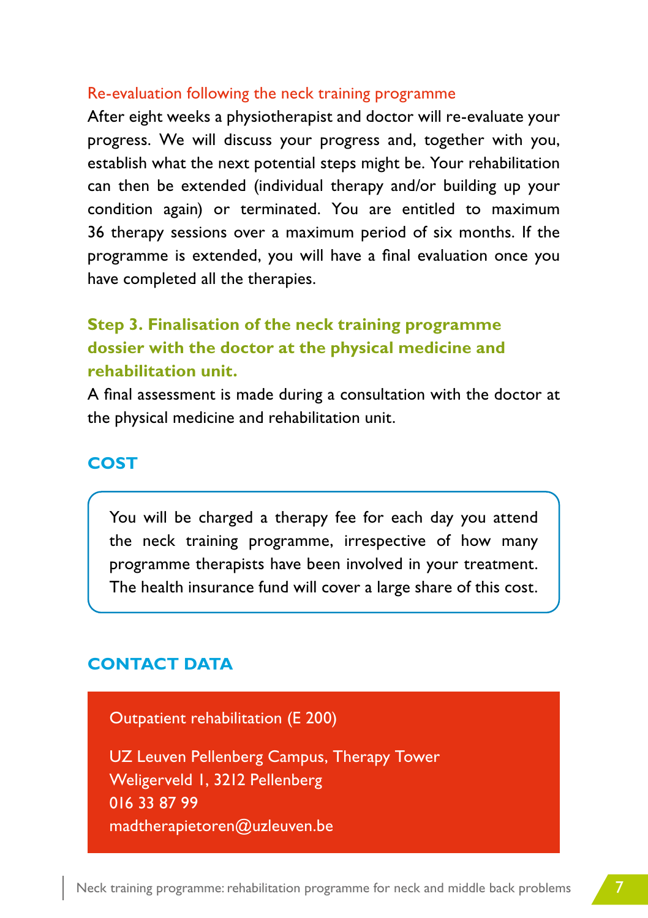### Re-evaluation following the neck training programme

After eight weeks a physiotherapist and doctor will re-evaluate your progress. We will discuss your progress and, together with you, establish what the next potential steps might be. Your rehabilitation can then be extended (individual therapy and/or building up your condition again) or terminated. You are entitled to maximum 36 therapy sessions over a maximum period of six months. If the programme is extended, you will have a final evaluation once you have completed all the therapies.

### Step 3. Finalisation of the neck training programme dossier with the doctor at the physical medicine and rehabilitation unit.

A final assessment is made during a consultation with the doctor at the physical medicine and rehabilitation unit.

## COST

You will be charged a therapy fee for each day you attend the neck training programme, irrespective of how many programme therapists have been involved in your treatment. The health insurance fund will cover a large share of this cost.

## CONTACT DATA

Outpatient rehabilitation (E 200)

UZ Leuven Pellenberg Campus, Therapy Tower
Weligerveld 1, 3212 Pellenberg
016 33 87 99
madtherapietoren@uzleuven.be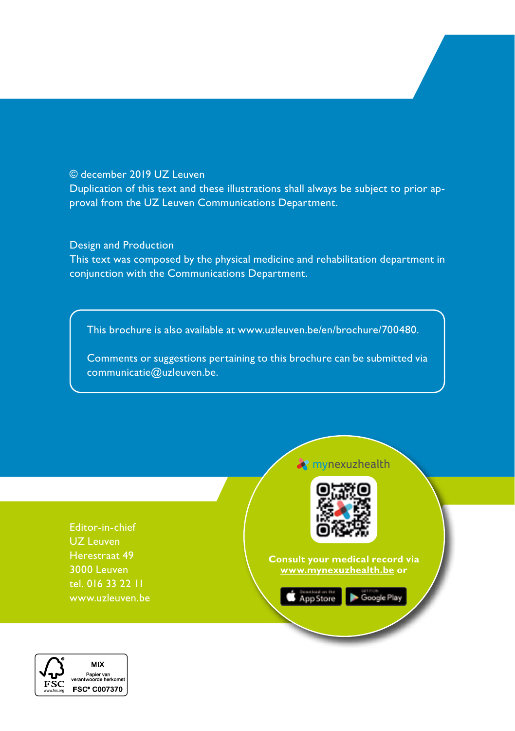© december 2019 UZ Leuven
Duplication of this text and these illustrations shall always be subject to prior approval from the UZ Leuven Communications Department.

Design and Production
This text was composed by the physical medicine and rehabilitation department in conjunction with the Communications Department.

This brochure is also available at www.uzleuven.be/en/brochure/700480.

Comments or suggestions pertaining to this brochure can be submitted via communicatie@uzleuven.be.

Editor-in-chief
UZ Leuven
Herestraat 49
3000 Leuven
tel. 016 33 22 11
www.uzleuven.be

mynexuzhealth

**Consult your medical record via www.mynexuzhealth.be or**

Download on the App Store

GET IT ON Google Play

MIX
Papier van verantwoorde herkomst
FSC® C007370